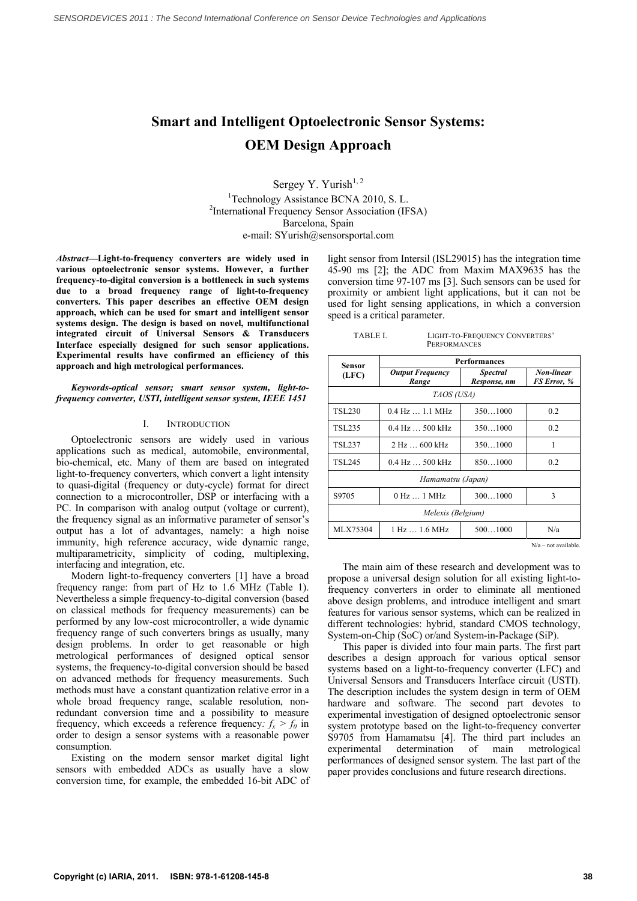# Smart and Intelligent Optoelectronic Sensor Systems: OEM Design Approach

Sergey Y. Yurish[1, 2]

[1]Technology Assistance BCNA 2010, S. L.
[2]International Frequency Sensor Association (IFSA)
Barcelona, Spain
e-mail: SYurish@sensorsportal.com

***Abstract*—Light-to-frequency converters are widely used in various optoelectronic sensor systems. However, a further frequency-to-digital conversion is a bottleneck in such systems due to a broad frequency range of light-to-frequency converters. This paper describes an effective OEM design approach, which can be used for smart and intelligent sensor systems design. The design is based on novel, multifunctional integrated circuit of Universal Sensors & Transducers Interface especially designed for such sensor applications. Experimental results have confirmed an efficiency of this approach and high metrological performances.**

***Keywords-optical sensor; smart sensor system, light-to-frequency converter, USTI, intelligent sensor system, IEEE 1451***

## I. INTRODUCTION

Optoelectronic sensors are widely used in various applications such as medical, automobile, environmental, bio-chemical, etc. Many of them are based on integrated light-to-frequency converters, which convert a light intensity to quasi-digital (frequency or duty-cycle) format for direct connection to a microcontroller, DSP or interfacing with a PC. In comparison with analog output (voltage or current), the frequency signal as an informative parameter of sensor's output has a lot of advantages, namely: a high noise immunity, high reference accuracy, wide dynamic range, multiparametricity, simplicity of coding, multiplexing, interfacing and integration, etc.

Modern light-to-frequency converters [1] have a broad frequency range: from part of Hz to 1.6 MHz (Table 1). Nevertheless a simple frequency-to-digital conversion (based on classical methods for frequency measurements) can be performed by any low-cost microcontroller, a wide dynamic frequency range of such converters brings as usually, many design problems. In order to get reasonable or high metrological performances of designed optical sensor systems, the frequency-to-digital conversion should be based on advanced methods for frequency measurements. Such methods must have a constant quantization relative error in a whole broad frequency range, scalable resolution, non-redundant conversion time and a possibility to measure frequency, which exceeds a reference frequency: $f_x > f_0$ in order to design a sensor systems with a reasonable power consumption.

Existing on the modern sensor market digital light sensors with embedded ADCs as usually have a slow conversion time, for example, the embedded 16-bit ADC of light sensor from Intersil (ISL29015) has the integration time 45-90 ms [2]; the ADC from Maxim MAX9635 has the conversion time 97-107 ms [3]. Such sensors can be used for proximity or ambient light applications, but it can not be used for light sensing applications, in which a conversion speed is a critical parameter.

TABLE I. LIGHT-TO-FREQUENCY CONVERTERS' PERFORMANCES

| Sensor (LFC) | Performances | | |
|---|---|---|---|
| | *Output Frequency Range* | *Spectral Response, nm* | *Non-linear FS Error, %* |
| *TAOS (USA)* | | | |
| TSL230 | 0.4 Hz … 1.1 MHz | 350…1000 | 0.2 |
| TSL235 | 0.4 Hz … 500 kHz | 350…1000 | 0.2 |
| TSL237 | 2 Hz … 600 kHz | 350…1000 | 1 |
| TSL245 | 0.4 Hz … 500 kHz | 850…1000 | 0.2 |
| *Hamamatsu (Japan)* | | | |
| S9705 | 0 Hz … 1 MHz | 300…1000 | 3 |
| *Melexis (Belgium)* | | | |
| MLX75304 | 1 Hz … 1.6 MHz | 500…1000 | N/a |

N/a – not available.

The main aim of these research and development was to propose a universal design solution for all existing light-to-frequency converters in order to eliminate all mentioned above design problems, and introduce intelligent and smart features for various sensor systems, which can be realized in different technologies: hybrid, standard CMOS technology, System-on-Chip (SoC) or/and System-in-Package (SiP).

This paper is divided into four main parts. The first part describes a design approach for various optical sensor systems based on a light-to-frequency converter (LFC) and Universal Sensors and Transducers Interface circuit (USTI). The description includes the system design in term of OEM hardware and software. The second part devotes to experimental investigation of designed optoelectronic sensor system prototype based on the light-to-frequency converter S9705 from Hamamatsu [4]. The third part includes an experimental determination of main metrological performances of designed sensor system. The last part of the paper provides conclusions and future research directions.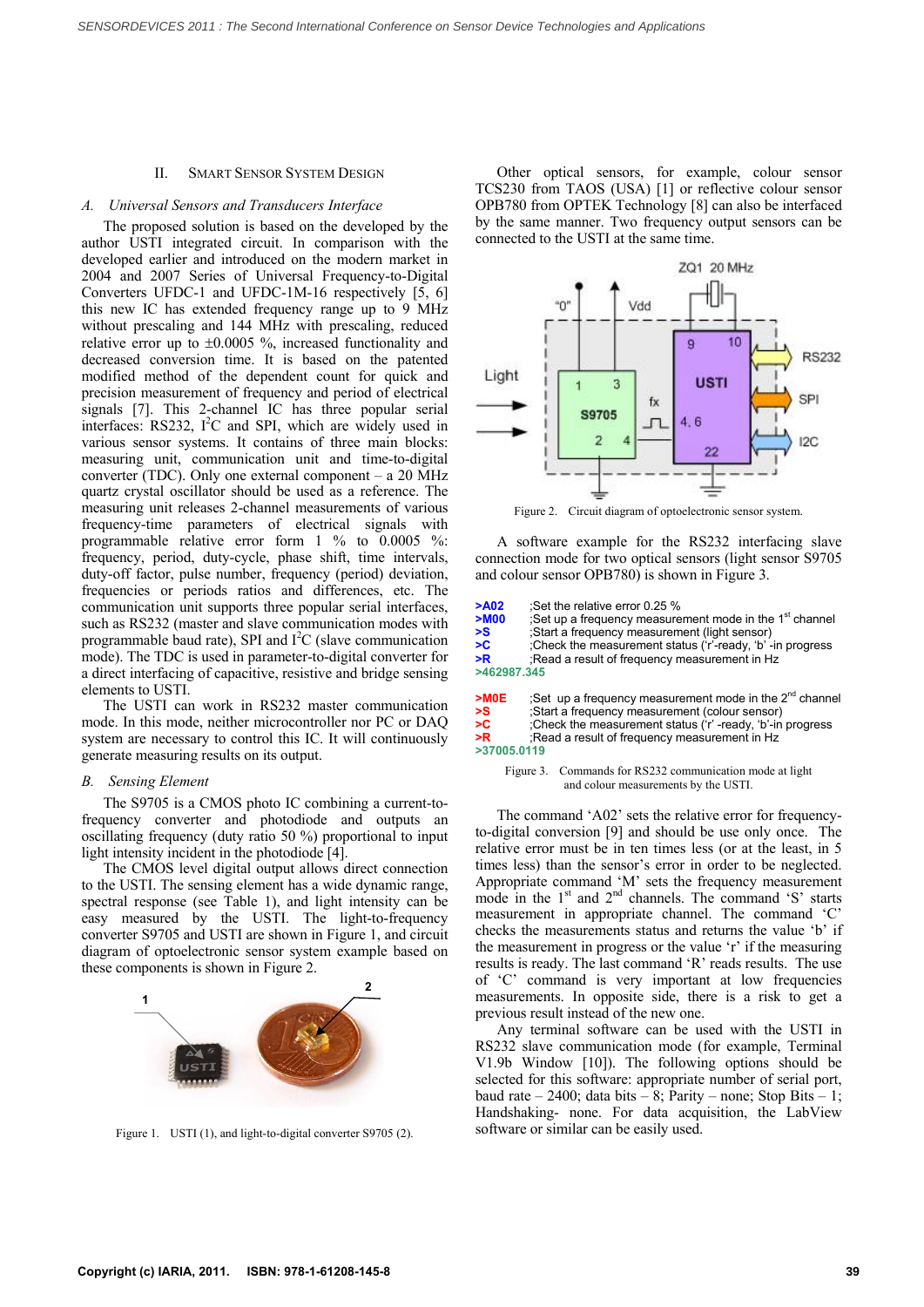## II. Smart Sensor System Design

### A. Universal Sensors and Transducers Interface

The proposed solution is based on the developed by the author USTI integrated circuit. In comparison with the developed earlier and introduced on the modern market in 2004 and 2007 Series of Universal Frequency-to-Digital Converters UFDC-1 and UFDC-1M-16 respectively [5, 6] this new IC has extended frequency range up to 9 MHz without prescaling and 144 MHz with prescaling, reduced relative error up to ±0.0005 %, increased functionality and decreased conversion time. It is based on the patented modified method of the dependent count for quick and precision measurement of frequency and period of electrical signals [7]. This 2-channel IC has three popular serial interfaces: RS232, $I^2C$ and SPI, which are widely used in various sensor systems. It contains of three main blocks: measuring unit, communication unit and time-to-digital converter (TDC). Only one external component – a 20 MHz quartz crystal oscillator should be used as a reference. The measuring unit releases 2-channel measurements of various frequency-time parameters of electrical signals with programmable relative error form 1 % to 0.0005 %: frequency, period, duty-cycle, phase shift, time intervals, duty-off factor, pulse number, frequency (period) deviation, frequencies or periods ratios and differences, etc. The communication unit supports three popular serial interfaces, such as RS232 (master and slave communication modes with programmable baud rate), SPI and $I^2C$ (slave communication mode). The TDC is used in parameter-to-digital converter for a direct interfacing of capacitive, resistive and bridge sensing elements to USTI.

The USTI can work in RS232 master communication mode. In this mode, neither microcontroller nor PC or DAQ system are necessary to control this IC. It will continuously generate measuring results on its output.

### B. Sensing Element

The S9705 is a CMOS photo IC combining a current-to-frequency converter and photodiode and outputs an oscillating frequency (duty ratio 50 %) proportional to input light intensity incident in the photodiode [4].

The CMOS level digital output allows direct connection to the USTI. The sensing element has a wide dynamic range, spectral response (see Table 1), and light intensity can be easy measured by the USTI. The light-to-frequency converter S9705 and USTI are shown in Figure 1, and circuit diagram of optoelectronic sensor system example based on these components is shown in Figure 2.

Figure 1. USTI (1), and light-to-digital converter S9705 (2).

Other optical sensors, for example, colour sensor TCS230 from TAOS (USA) [1] or reflective colour sensor OPB780 from OPTEK Technology [8] can also be interfaced by the same manner. Two frequency output sensors can be connected to the USTI at the same time.

Figure 2. Circuit diagram of optoelectronic sensor system.

A software example for the RS232 interfacing slave connection mode for two optical sensors (light sensor S9705 and colour sensor OPB780) is shown in Figure 3.

```
>A02      ;Set the relative error 0.25 %
>M00      ;Set up a frequency measurement mode in the 1st channel
>S        ;Start a frequency measurement (light sensor)
>C        ;Check the measurement status ('r'-ready, 'b' -in progress
>R        ;Read a result of frequency measurement in Hz
>462987.345

>M0E      ;Set up a frequency measurement mode in the 2nd channel
>S        ;Start a frequency measurement (colour sensor)
>C        ;Check the measurement status ('r' -ready, 'b'-in progress
>R        ;Read a result of frequency measurement in Hz
>37005.0119
```

Figure 3. Commands for RS232 communication mode at light and colour measurements by the USTI.

The command 'A02' sets the relative error for frequency-to-digital conversion [9] and should be use only once. The relative error must be in ten times less (or at the least, in 5 times less) than the sensor's error in order to be neglected. Appropriate command 'M' sets the frequency measurement mode in the 1st and 2nd channels. The command 'S' starts measurement in appropriate channel. The command 'C' checks the measurements status and returns the value 'b' if the measurement in progress or the value 'r' if the measuring results is ready. The last command 'R' reads results. The use of 'C' command is very important at low frequencies measurements. In opposite side, there is a risk to get a previous result instead of the new one.

Any terminal software can be used with the USTI in RS232 slave communication mode (for example, Terminal V1.9b Window [10]). The following options should be selected for this software: appropriate number of serial port, baud rate – 2400; data bits – 8; Parity – none; Stop Bits – 1; Handshaking- none. For data acquisition, the LabView software or similar can be easily used.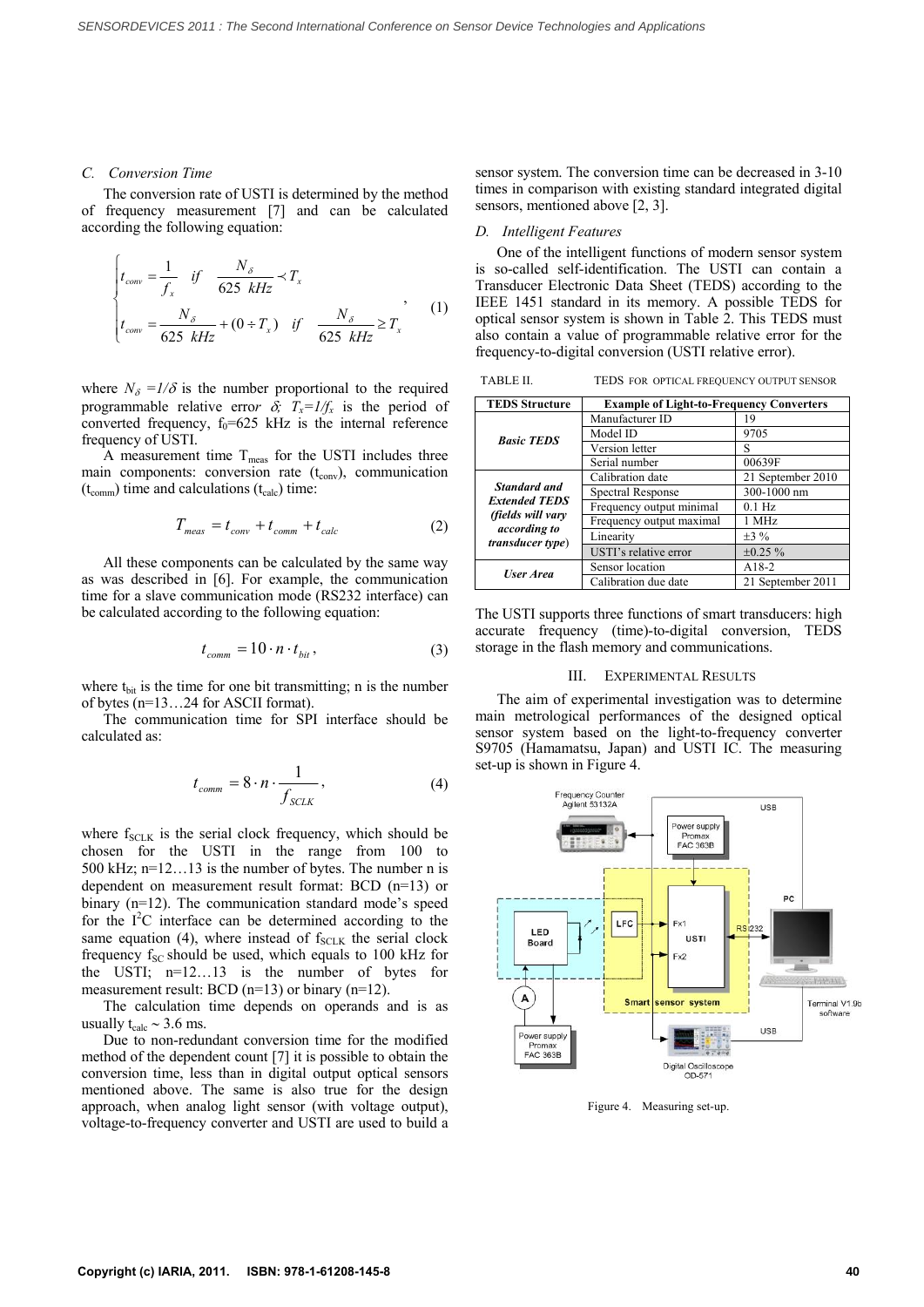### C. Conversion Time

The conversion rate of USTI is determined by the method of frequency measurement [7] and can be calculated according the following equation:

$$\begin{cases} t_{conv} = \dfrac{1}{f_x} & if \quad \dfrac{N_\delta}{625\ kHz} \prec T_x \\ t_{conv} = \dfrac{N_\delta}{625\ kHz} + (0 \div T_x) & if \quad \dfrac{N_\delta}{625\ kHz} \geq T_x \end{cases}, \quad (1)$$

where $N_\delta = 1/\delta$ is the number proportional to the required programmable relative error $\delta$; $T_x = 1/f_x$ is the period of converted frequency, $f_0$=625 kHz is the internal reference frequency of USTI.

A measurement time $T_{meas}$ for the USTI includes three main components: conversion rate ($t_{conv}$), communication ($t_{comm}$) time and calculations ($t_{calc}$) time:

$$T_{meas} = t_{conv} + t_{comm} + t_{calc} \quad (2)$$

All these components can be calculated by the same way as was described in [6]. For example, the communication time for a slave communication mode (RS232 interface) can be calculated according to the following equation:

$$t_{comm} = 10 \cdot n \cdot t_{bit}, \quad (3)$$

where $t_{bit}$ is the time for one bit transmitting; n is the number of bytes (n=13…24 for ASCII format).

The communication time for SPI interface should be calculated as:

$$t_{comm} = 8 \cdot n \cdot \frac{1}{f_{SCLK}}, \quad (4)$$

where $f_{SCLK}$ is the serial clock frequency, which should be chosen for the USTI in the range from 100 to 500 kHz; n=12…13 is the number of bytes. The number n is dependent on measurement result format: BCD (n=13) or binary (n=12). The communication standard mode's speed for the $I^2C$ interface can be determined according to the same equation (4), where instead of $f_{SCLK}$ the serial clock frequency $f_{SC}$ should be used, which equals to 100 kHz for the USTI; n=12…13 is the number of bytes for measurement result: BCD (n=13) or binary (n=12).

The calculation time depends on operands and is as usually $t_{calc} \sim 3.6$ ms.

Due to non-redundant conversion time for the modified method of the dependent count [7] it is possible to obtain the conversion time, less than in digital output optical sensors mentioned above. The same is also true for the design approach, when analog light sensor (with voltage output), voltage-to-frequency converter and USTI are used to build a sensor system. The conversion time can be decreased in 3-10 times in comparison with existing standard integrated digital sensors, mentioned above [2, 3].

### D. Intelligent Features

One of the intelligent functions of modern sensor system is so-called self-identification. The USTI can contain a Transducer Electronic Data Sheet (TEDS) according to the IEEE 1451 standard in its memory. A possible TEDS for optical sensor system is shown in Table 2. This TEDS must also contain a value of programmable relative error for the frequency-to-digital conversion (USTI relative error).

TABLE II. TEDS FOR OPTICAL FREQUENCY OUTPUT SENSOR

| TEDS Structure | Example of Light-to-Frequency Converters | |
|---|---|---|
| ***Basic TEDS*** | Manufacturer ID | 19 |
| | Model ID | 9705 |
| | Version letter | S |
| | Serial number | 00639F |
| ***Standard and Extended TEDS (fields will vary according to transducer type)*** | Calibration date | 21 September 2010 |
| | Spectral Response | 300-1000 nm |
| | Frequency output minimal | 0.1 Hz |
| | Frequency output maximal | 1 MHz |
| | Linearity | ±3 % |
| | USTI's relative error | ±0.25 % |
| ***User Area*** | Sensor location | A18-2 |
| | Calibration due date | 21 September 2011 |

The USTI supports three functions of smart transducers: high accurate frequency (time)-to-digital conversion, TEDS storage in the flash memory and communications.

## III. EXPERIMENTAL RESULTS

The aim of experimental investigation was to determine main metrological performances of the designed optical sensor system based on the light-to-frequency converter S9705 (Hamamatsu, Japan) and USTI IC. The measuring set-up is shown in Figure 4.

Figure 4. Measuring set-up.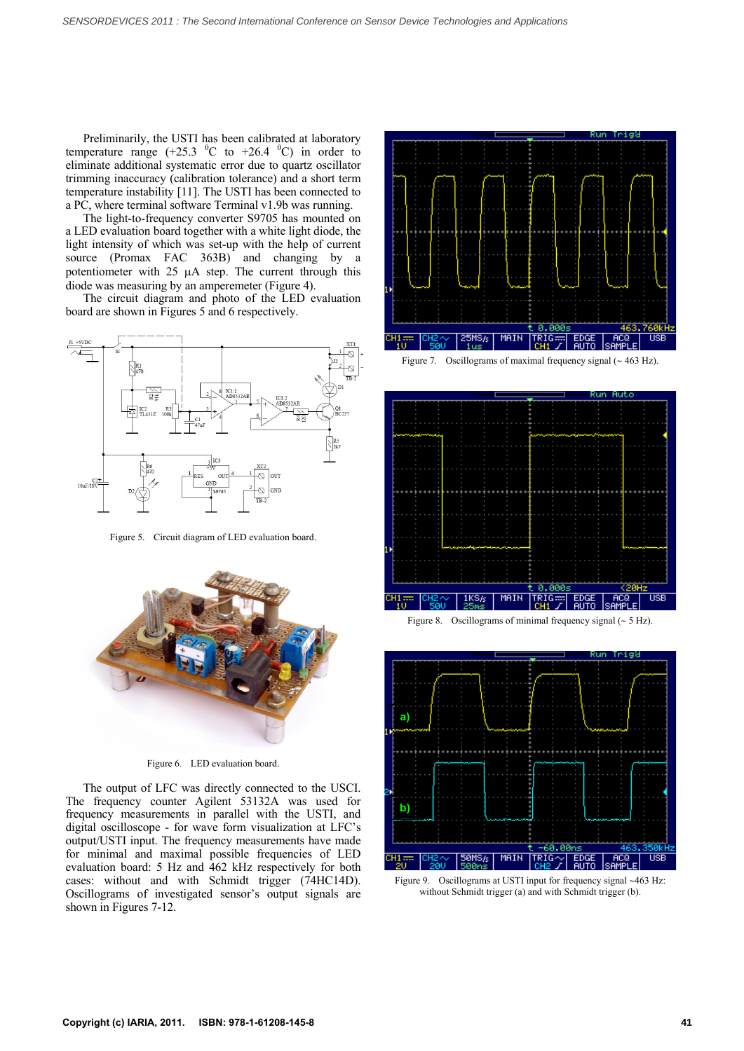Preliminarily, the USTI has been calibrated at laboratory temperature range (+25.3 $^0$C to +26.4 $^0$C) in order to eliminate additional systematic error due to quartz oscillator trimming inaccuracy (calibration tolerance) and a short term temperature instability [11]. The USTI has been connected to a PC, where terminal software Terminal v1.9b was running.

The light-to-frequency converter S9705 has mounted on a LED evaluation board together with a white light diode, the light intensity of which was set-up with the help of current source (Promax FAC 363B) and changing by a potentiometer with 25 µA step. The current through this diode was measuring by an amperemeter (Figure 4).

The circuit diagram and photo of the LED evaluation board are shown in Figures 5 and 6 respectively.

Figure 5. Circuit diagram of LED evaluation board.

Figure 6. LED evaluation board.

The output of LFC was directly connected to the USCI. The frequency counter Agilent 53132A was used for frequency measurements in parallel with the USTI, and digital oscilloscope - for wave form visualization at LFC's output/USTI input. The frequency measurements have made for minimal and maximal possible frequencies of LED evaluation board: 5 Hz and 462 kHz respectively for both cases: without and with Schmidt trigger (74HC14D). Oscillograms of investigated sensor's output signals are shown in Figures 7-12.

Figure 7. Oscillograms of maximal frequency signal (~ 463 Hz).

Figure 8. Oscillograms of minimal frequency signal (~ 5 Hz).

Figure 9. Oscillograms at USTI input for frequency signal ~463 Hz: without Schmidt trigger (a) and with Schmidt trigger (b).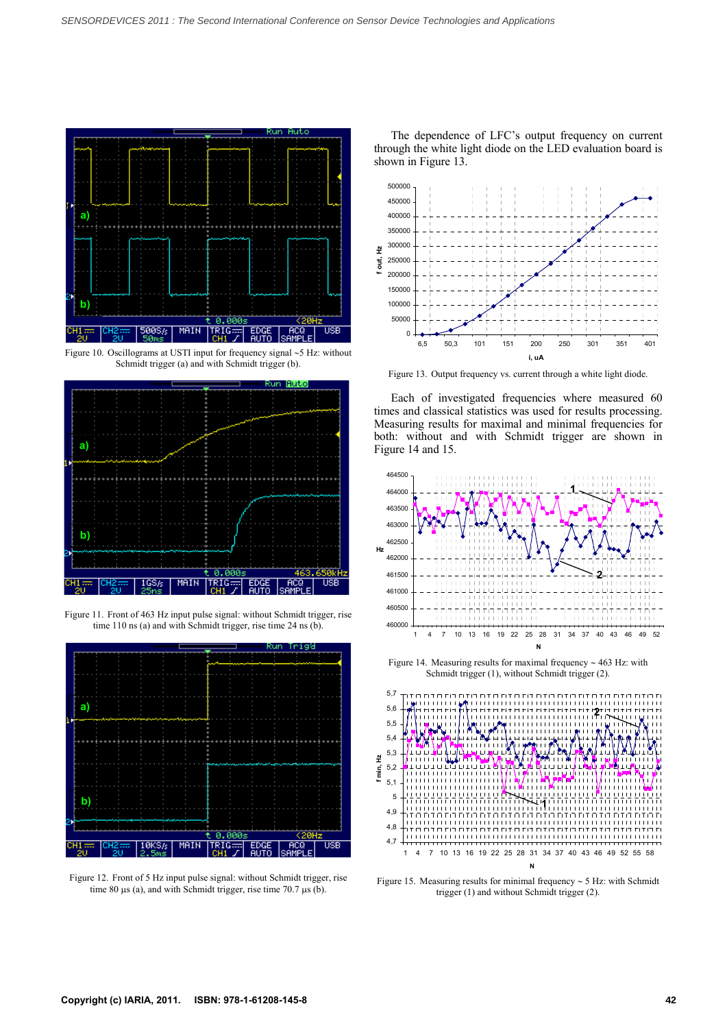Figure 10. Oscillograms at USTI input for frequency signal ~5 Hz: without Schmidt trigger (a) and with Schmidt trigger (b).

Figure 11. Front of 463 Hz input pulse signal: without Schmidt trigger, rise time 110 ns (a) and with Schmidt trigger, rise time 24 ns (b).

Figure 12. Front of 5 Hz input pulse signal: without Schmidt trigger, rise time 80 µs (a), and with Schmidt trigger, rise time 70.7 µs (b).

The dependence of LFC's output frequency on current through the white light diode on the LED evaluation board is shown in Figure 13.

Figure 13. Output frequency vs. current through a white light diode.

Each of investigated frequencies where measured 60 times and classical statistics was used for results processing. Measuring results for maximal and minimal frequencies for both: without and with Schmidt trigger are shown in Figure 14 and 15.

Figure 14. Measuring results for maximal frequency ~ 463 Hz: with Schmidt trigger (1), without Schmidt trigger (2).

Figure 15. Measuring results for minimal frequency ~ 5 Hz: with Schmidt trigger (1) and without Schmidt trigger (2).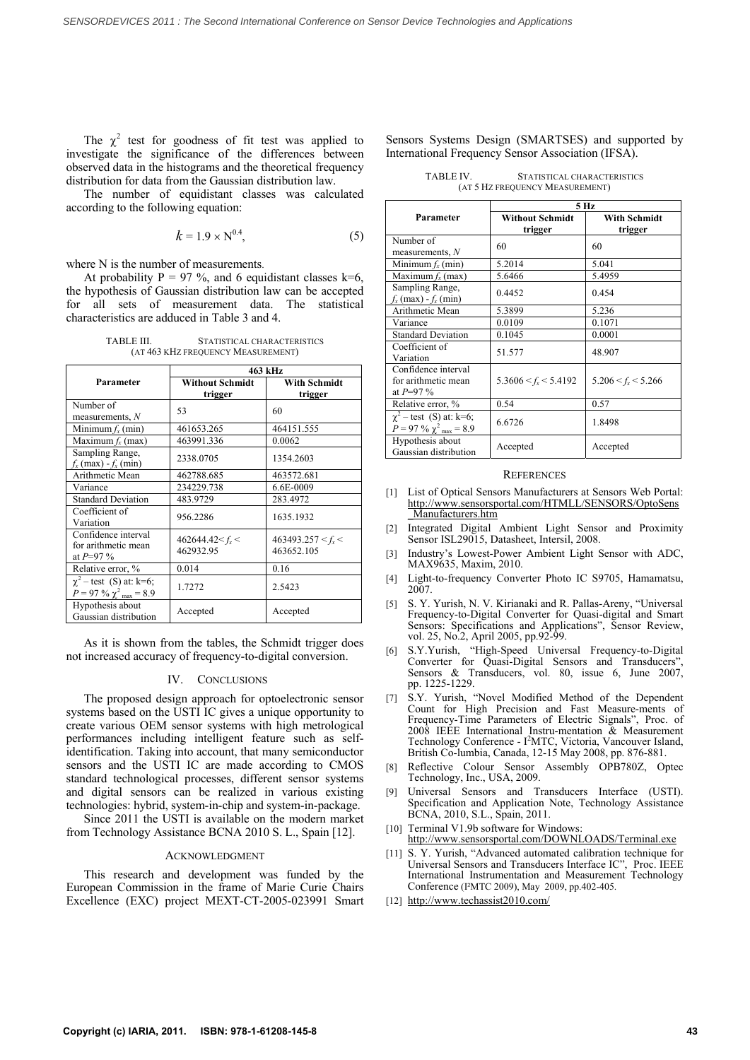The $\chi^2$ test for goodness of fit test was applied to investigate the significance of the differences between observed data in the histograms and the theoretical frequency distribution for data from the Gaussian distribution law.

The number of equidistant classes was calculated according to the following equation:

$$k = 1.9 \times N^{0.4}, \qquad (5)$$

where N is the number of measurements.

At probability P = 97 %, and 6 equidistant classes k=6, the hypothesis of Gaussian distribution law can be accepted for all sets of measurement data. The statistical characteristics are adduced in Table 3 and 4.

TABLE III. STATISTICAL CHARACTERISTICS (AT 463 KHZ FREQUENCY MEASUREMENT)

| Parameter | 463 kHz | |
|---|---|---|
| | **Without Schmidt trigger** | **With Schmidt trigger** |
| Number of measurements, $N$ | 53 | 60 |
| Minimum $f_x$ (min) | 461653.265 | 464151.555 |
| Maximum $f_x$ (max) | 463991.336 | 0.0062 |
| Sampling Range, $f_x$ (max) - $f_x$ (min) | 2338.0705 | 1354.2603 |
| Arithmetic Mean | 462788.685 | 463572.681 |
| Variance | 234229.738 | 6.6E-0009 |
| Standard Deviation | 483.9729 | 283.4972 |
| Coefficient of Variation | 956.2286 | 1635.1932 |
| Confidence interval for arithmetic mean at $P$=97 % | $462644.42 < f_x <$ 462932.95 | $463493.257 < f_x <$ 463652.105 |
| Relative error, % | 0.014 | 0.16 |
| $\chi^2$ – test (S) at: k=6; $P$ = 97 % $\chi^2_{\max}$ = 8.9 | 1.7272 | 2.5423 |
| Hypothesis about Gaussian distribution | Accepted | Accepted |

As it is shown from the tables, the Schmidt trigger does not increased accuracy of frequency-to-digital conversion.

## IV. CONCLUSIONS

The proposed design approach for optoelectronic sensor systems based on the USTI IC gives a unique opportunity to create various OEM sensor systems with high metrological performances including intelligent feature such as self-identification. Taking into account, that many semiconductor sensors and the USTI IC are made according to CMOS standard technological processes, different sensor systems and digital sensors can be realized in various existing technologies: hybrid, system-in-chip and system-in-package.

Since 2011 the USTI is available on the modern market from Technology Assistance BCNA 2010 S. L., Spain [12].

## ACKNOWLEDGMENT

This research and development was funded by the European Commission in the frame of Marie Curie Chairs Excellence (EXC) project MEXT-CT-2005-023991 Smart Sensors Systems Design (SMARTSES) and supported by International Frequency Sensor Association (IFSA).

TABLE IV. STATISTICAL CHARACTERISTICS (AT 5 HZ FREQUENCY MEASUREMENT)

| Parameter | 5 Hz | |
|---|---|---|
| | **Without Schmidt trigger** | **With Schmidt trigger** |
| Number of measurements, $N$ | 60 | 60 |
| Minimum $f_x$ (min) | 5.2014 | 5.041 |
| Maximum $f_x$ (max) | 5.6466 | 5.4959 |
| Sampling Range, $f_x$ (max) - $f_x$ (min) | 0.4452 | 0.454 |
| Arithmetic Mean | 5.3899 | 5.236 |
| Variance | 0.0109 | 0.1071 |
| Standard Deviation | 0.1045 | 0.0001 |
| Coefficient of Variation | 51.577 | 48.907 |
| Confidence interval for arithmetic mean at $P$=97 % | $5.3606 < f_x < 5.4192$ | $5.206 < f_x < 5.266$ |
| Relative error, % | 0.54 | 0.57 |
| $\chi^2$ – test (S) at: k=6; $P$ = 97 % $\chi^2_{\max}$ = 8.9 | 6.6726 | 1.8498 |
| Hypothesis about Gaussian distribution | Accepted | Accepted |

## REFERENCES

[1] List of Optical Sensors Manufacturers at Sensors Web Portal: http://www.sensorsportal.com/HTMLL/SENSORS/OptoSens_Manufacturers.htm

[2] Integrated Digital Ambient Light Sensor and Proximity Sensor ISL29015, Datasheet, Intersil, 2008.

[3] Industry's Lowest-Power Ambient Light Sensor with ADC, MAX9635, Maxim, 2010.

[4] Light-to-frequency Converter Photo IC S9705, Hamamatsu, 2007.

[5] S. Y. Yurish, N. V. Kirianaki and R. Pallas-Areny, "Universal Frequency-to-Digital Converter for Quasi-digital and Smart Sensors: Specifications and Applications", Sensor Review, vol. 25, No.2, April 2005, pp.92-99.

[6] S.Y.Yurish, "High-Speed Universal Frequency-to-Digital Converter for Quasi-Digital Sensors and Transducers", Sensors & Transducers, vol. 80, issue 6, June 2007, pp. 1225-1229.

[7] S.Y. Yurish, "Novel Modified Method of the Dependent Count for High Precision and Fast Measure-ments of Frequency-Time Parameters of Electric Signals", Proc. of 2008 IEEE International Instru-mentation & Measurement Technology Conference - I²MTC, Victoria, Vancouver Island, British Co-lumbia, Canada, 12-15 May 2008, pp. 876-881.

[8] Reflective Colour Sensor Assembly OPB780Z, Optec Technology, Inc., USA, 2009.

[9] Universal Sensors and Transducers Interface (USTI). Specification and Application Note, Technology Assistance BCNA, 2010, S.L., Spain, 2011.

[10] Terminal V1.9b software for Windows: http://www.sensorsportal.com/DOWNLOADS/Terminal.exe

[11] S. Y. Yurish, "Advanced automated calibration technique for Universal Sensors and Transducers Interface IC", Proc. IEEE International Instrumentation and Measurement Technology Conference (I²MTC 2009), May 2009, pp.402-405.

[12] http://www.techassist2010.com/